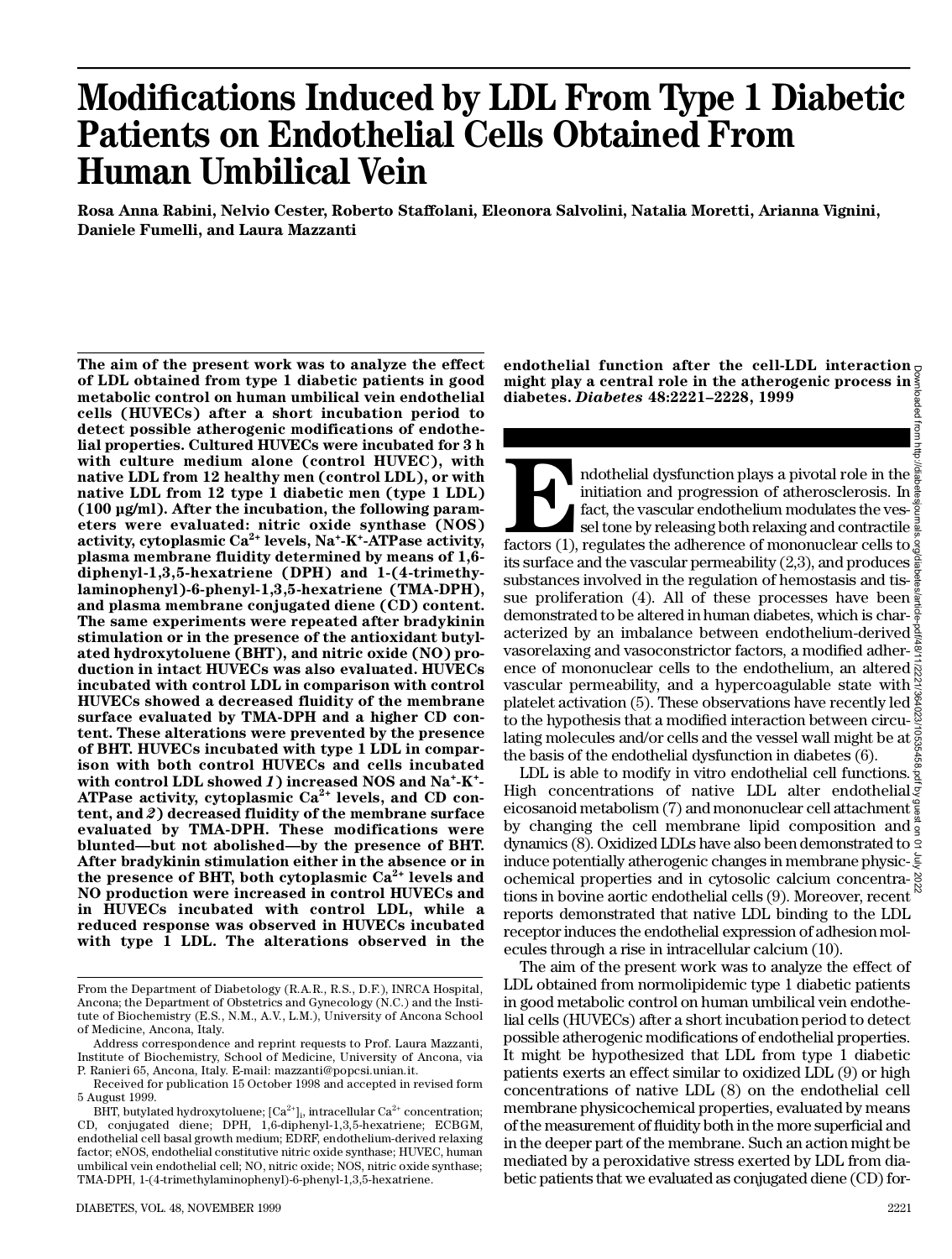# Modifications Induced by LDL From Type 1 Diabetic Patients on Endothelial Cells Obtained From Human Umbilical Vein

**Rosa Anna Rabini, Nelvio Cester, Roberto Staffolani, Eleonora Salvolini, Natalia Moretti, Arianna Vignini, Daniele Fumelli, and Laura Mazzanti**

**The aim of the present work was to analyze the effect of LDL obtained from type 1 diabetic patients in good metabolic control on human umbilical vein endothelial cells (HUVECs) after a short incubation period to detect possible atherogenic modifications of endothelial properties. Cultured HUVECs were incubated for 3 h with culture medium alone (control HUVEC), with native LDL from 12 healthy men (control LDL), or with native LDL from 12 type 1 diabetic men (type 1 LDL) (100 µg/ml). After the incubation, the following parameters were evaluated: nitric oxide synthase (NOS) activity, cytoplasmic $Ca^{2+}$ levels, $Na^+$-$K^+$-ATPase activity, plasma membrane fluidity determined by means of 1,6-diphenyl-1,3,5-hexatriene (DPH) and 1-(4-trimethylaminophenyl)-6-phenyl-1,3,5-hexatriene (TMA-DPH), and plasma membrane conjugated diene (CD) content. The same experiments were repeated after bradykinin stimulation or in the presence of the antioxidant butylated hydroxytoluene (BHT), and nitric oxide (NO) production in intact HUVECs was also evaluated. HUVECs incubated with control LDL in comparison with control HUVECs showed a decreased fluidity of the membrane surface evaluated by TMA-DPH and a higher CD content. These alterations were prevented by the presence of BHT. HUVECs incubated with type 1 LDL in comparison with both control HUVECs and cells incubated with control LDL showed *1*) increased NOS and $Na^+$-$K^+$-ATPase activity, cytoplasmic $Ca^{2+}$ levels, and CD content, and *2*) decreased fluidity of the membrane surface evaluated by TMA-DPH. These modifications were blunted—but not abolished—by the presence of BHT. After bradykinin stimulation either in the absence or in the presence of BHT, both cytoplasmic $Ca^{2+}$ levels and NO production were increased in control HUVECs and in HUVECs incubated with control LDL, while a reduced response was observed in HUVECs incubated with type 1 LDL. The alterations observed in the endothelial function after the cell-LDL interaction might play a central role in the atherogenic process in diabetes.** ***Diabetes*** **48:2221–2228, 1999**

Endothelial dysfunction plays a pivotal role in the initiation and progression of atherosclerosis. In fact, the vascular endothelium modulates the vessel tone by releasing both relaxing and contractile factors (1), regulates the adherence of mononuclear cells to its surface and the vascular permeability (2,3), and produces substances involved in the regulation of hemostasis and tissue proliferation (4). All of these processes have been demonstrated to be altered in human diabetes, which is characterized by an imbalance between endothelium-derived vasorelaxing and vasoconstrictor factors, a modified adherence of mononuclear cells to the endothelium, an altered vascular permeability, and a hypercoagulable state with platelet activation (5). These observations have recently led to the hypothesis that a modified interaction between circulating molecules and/or cells and the vessel wall might be at the basis of the endothelial dysfunction in diabetes (6).

LDL is able to modify in vitro endothelial cell functions. High concentrations of native LDL alter endothelial eicosanoid metabolism (7) and mononuclear cell attachment by changing the cell membrane lipid composition and dynamics (8). Oxidized LDLs have also been demonstrated to induce potentially atherogenic changes in membrane physicochemical properties and in cytosolic calcium concentrations in bovine aortic endothelial cells (9). Moreover, recent reports demonstrated that native LDL binding to the LDL receptor induces the endothelial expression of adhesion molecules through a rise in intracellular calcium (10).

The aim of the present work was to analyze the effect of LDL obtained from normolipidemic type 1 diabetic patients in good metabolic control on human umbilical vein endothelial cells (HUVECs) after a short incubation period to detect possible atherogenic modifications of endothelial properties. It might be hypothesized that LDL from type 1 diabetic patients exerts an effect similar to oxidized LDL (9) or high concentrations of native LDL (8) on the endothelial cell membrane physicochemical properties, evaluated by means of the measurement of fluidity both in the more superficial and in the deeper part of the membrane. Such an action might be mediated by a peroxidative stress exerted by LDL from diabetic patients that we evaluated as conjugated diene (CD) for-

From the Department of Diabetology (R.A.R., R.S., D.F.), INRCA Hospital, Ancona; the Department of Obstetrics and Gynecology (N.C.) and the Institute of Biochemistry (E.S., N.M., A.V., L.M.), University of Ancona School of Medicine, Ancona, Italy.

Address correspondence and reprint requests to Prof. Laura Mazzanti, Institute of Biochemistry, School of Medicine, University of Ancona, via P. Ranieri 65, Ancona, Italy. E-mail: mazzanti@popcsi.unian.it.

Received for publication 15 October 1998 and accepted in revised form 5 August 1999.

BHT, butylated hydroxytoluene; $[Ca^{2+}]_i$, intracellular $Ca^{2+}$ concentration; CD, conjugated diene; DPH, 1,6-diphenyl-1,3,5-hexatriene; ECBGM, endothelial cell basal growth medium; EDRF, endothelium-derived relaxing factor; eNOS, endothelial constitutive nitric oxide synthase; HUVEC, human umbilical vein endothelial cell; NO, nitric oxide; NOS, nitric oxide synthase; TMA-DPH, 1-(4-trimethylaminophenyl)-6-phenyl-1,3,5-hexatriene.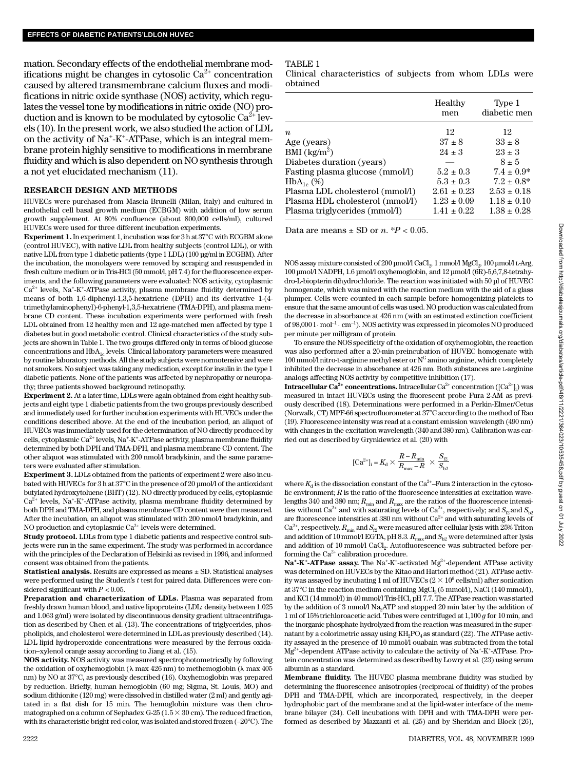mation. Secondary effects of the endothelial membrane modifications might be changes in cytosolic $Ca^{2+}$ concentration caused by altered transmembrane calcium fluxes and modifications in nitric oxide synthase (NOS) activity, which regulates the vessel tone by modifications in nitric oxide (NO) production and is known to be modulated by cytosolic $Ca^{2+}$ levels (10). In the present work, we also studied the action of LDL on the activity of $Na^+$-$K^+$-ATPase, which is an integral membrane protein highly sensitive to modifications in membrane fluidity and which is also dependent on NO synthesis through a not yet elucidated mechanism (11).

## RESEARCH DESIGN AND METHODS

HUVECs were purchased from Mascia Brunelli (Milan, Italy) and cultured in endothelial cell basal growth medium (ECBGM) with addition of low serum growth supplement. At 80% confluence (about 800,000 cells/ml), cultured HUVECs were used for three different incubation experiments.

**Experiment 1.** In experiment 1, incubation was for 3 h at 37°C with ECGBM alone (control HUVEC), with native LDL from healthy subjects (control LDL), or with native LDL from type 1 diabetic patients (type 1 LDL) (100 µg/ml in ECGBM). After the incubation, the monolayers were removed by scraping and resuspended in fresh culture medium or in Tris-HCl (50 mmol/l, pH 7.4) for the fluorescence experiments, and the following parameters were evaluated: NOS activity, cytoplasmic $Ca^{2+}$ levels, $Na^+$-$K^+$-ATPase activity, plasma membrane fluidity determined by means of both 1,6-diphenyl-1,3,5-hexatriene (DPH) and its derivative 1-(4-trimethylaminophenyl)-6-phenyl-1,3,5-hexatriene (TMA-DPH), and plasma membrane CD content. These incubation experiments were performed with fresh LDL obtained from 12 healthy men and 12 age-matched men affected by type 1 diabetes but in good metabolic control. Clinical characteristics of the study subjects are shown in Table 1. The two groups differed only in terms of blood glucose concentrations and $HbA_{1c}$ levels. Clinical laboratory parameters were measured by routine laboratory methods. All the study subjects were normotensive and were not smokers. No subject was taking any medication, except for insulin in the type 1 diabetic patients. None of the patients was affected by nephropathy or neuropathy; three patients showed background retinopathy.

**Experiment 2.** At a later time, LDLs were again obtained from eight healthy subjects and eight type 1 diabetic patients from the two groups previously described and immediately used for further incubation experiments with HUVECs under the conditions described above. At the end of the incubation period, an aliquot of HUVECs was immediately used for the determination of NO directly produced by cells, cytoplasmic $Ca^{2+}$ levels, $Na^+$-$K^+$-ATPase activity, plasma membrane fluidity determined by both DPH and TMA-DPH, and plasma membrane CD content. The other aliquot was stimulated with 200 nmol/l bradykinin, and the same parameters were evaluated after stimulation.

**Experiment 3.** LDLs obtained from the patients of experiment 2 were also incubated with HUVECs for 3 h at 37°C in the presence of 20 µmol/l of the antioxidant butylated hydroxytoluene (BHT) (12). NO directly produced by cells, cytoplasmic $Ca^{2+}$ levels, $Na^+$-$K^+$-ATPase activity, plasma membrane fluidity determined by both DPH and TMA-DPH, and plasma membrane CD content were then measured. After the incubation, an aliquot was stimulated with 200 nmol/l bradykinin, and NO production and cytoplasmic $Ca^{2+}$ levels were determined.

**Study protocol.** LDLs from type 1 diabetic patients and respective control subjects were run in the same experiment. The study was performed in accordance with the principles of the Declaration of Helsinki as revised in 1996, and informed consent was obtained from the patients.

**Statistical analysis.** Results are expressed as means ± SD. Statistical analyses were performed using the Student's *t* test for paired data. Differences were considered significant with $P < 0.05$.

**Preparation and characterization of LDLs.** Plasma was separated from freshly drawn human blood, and native lipoproteins (LDL: density between 1.025 and 1.063 g/ml) were isolated by discontinuous density gradient ultracentrifugation as described by Chen et al. (13). The concentrations of triglycerides, phospholipids, and cholesterol were determined in LDL as previously described (14). LDL lipid hydroperoxide concentrations were measured by the ferrous oxidation–xylenol orange assay according to Jiang et al. (15).

**NOS activity.** NOS activity was measured spectrophotometrically by following the oxidation of oxyhemoglobin (λ max 426 nm) to methemoglobin (λ max 405 nm) by NO at 37°C, as previously described (16). Oxyhemoglobin was prepared by reduction. Briefly, human hemoglobin (60 mg; Sigma, St. Louis, MO) and sodium dithionite (120 mg) were dissolved in distilled water (2 ml) and gently agitated in a flat dish for 15 min. The hemoglobin mixture was then chromatographed on a column of Sephadex G-25 (1.5 × 30 cm). The reduced fraction, with its characteristic bright red color, was isolated and stored frozen (–20°C). The NOS assay mixture consisted of 200 µmol/l $CaCl_2$, 1 mmol/l $MgCl_2$, 100 µmol/l L-Arg, 100 µmol/l NADPH, 1.6 µmol/l oxyhemoglobin, and 12 µmol/l (6R)-5,6,7,8-tetrahydro-L-biopterin dihydrochloride. The reaction was initiated with 50 µl of HUVEC homogenate, which was mixed with the reaction medium with the aid of a glass plumper. Cells were counted in each sample before homogenizing platelets to ensure that the same amount of cells was used. NO production was calculated from the decrease in absorbance at 426 nm (with an estimated extinction coefficient of 98,000 $l \cdot mol^{-1} \cdot cm^{-1}$). NOS activity was expressed in picomoles NO produced per minute per milligram of protein.

To ensure the NOS specificity of the oxidation of oxyhemoglobin, the reaction was also performed after a 20-min preincubation of HUVEC homogenate with 100 mmol/l nitro-L-arginine methyl ester or $N^G$ amino arginine, which completely inhibited the decrease in absorbance at 426 nm. Both substances are L-arginine analogs affecting NOS activity by competitive inhibition (17).

TABLE 1

Clinical characteristics of subjects from whom LDLs were obtained

| | Healthy men | Type 1 diabetic men |
|---|---|---|
| $n$ | 12 | 12 |
| Age (years) | 37 ± 8 | 33 ± 8 |
| BMI ($kg/m^2$) | 24 ± 3 | 23 ± 3 |
| Diabetes duration (years) | — | 8 ± 5 |
| Fasting plasma glucose (mmol/l) | 5.2 ± 0.3 | 7.4 ± 0.9* |
| $HbA_{1c}$ (%) | 5.3 ± 0.3 | 7.2 ± 0.8* |
| Plasma LDL cholesterol (mmol/l) | 2.61 ± 0.23 | 2.53 ± 0.18 |
| Plasma HDL cholesterol (mmol/l) | 1.23 ± 0.09 | 1.18 ± 0.10 |
| Plasma triglycerides (mmol/l) | 1.41 ± 0.22 | 1.38 ± 0.28 |

Data are means ± SD or $n$. *$P < 0.05$.

**Intracellular $Ca^{2+}$ concentrations.** Intracellular $Ca^{2+}$ concentration ($[Ca^{2+}]_i$) was measured in intact HUVECs using the fluorescent probe Fura 2-AM as previously described (18). Determinations were performed in a Perkin-Elmer/Cetus (Norwalk, CT) MPF-66 spectrofluorometer at 37°C according to the method of Rao (19). Fluorescence intensity was read at a constant emission wavelength (490 nm) with changes in the excitation wavelength (340 and 380 nm). Calibration was carried out as described by Grynkiewicz et al. (20) with

$$[Ca^{2+}]_i = K_d \times \frac{R - R_{min}}{R_{max} - R} \times \frac{S_{f2}}{S_{b2}}$$

where $K_d$ is the dissociation constant of the $Ca^{2+}$–Fura 2 interaction in the cytosolic environment; $R$ is the ratio of the fluorescence intensities at excitation wavelengths 340 and 380 nm; $R_{min}$ and $R_{max}$ are the ratios of the fluorescence intensities without $Ca^{2+}$ and with saturating levels of $Ca^{2+}$, respectively; and $S_{f2}$ and $S_{b2}$ are fluorescence intensities at 380 nm without $Ca^{2+}$ and with saturating levels of $Ca^{2+}$, respectively. $R_{min}$ and $S_{f2}$ were measured after cellular lysis with 25% Triton and addition of 10 mmol/l EGTA, pH 8.3. $R_{max}$ and $S_{b2}$ were determined after lysis and addition of 10 mmol/l $CaCl_2$. Autofluorescence was subtracted before performing the $Ca^{2+}$ calibration procedure.

**$Na^+$-$K^+$-ATPase assay.** The $Na^+$-$K^+$-activated $Mg^{2+}$-dependent ATPase activity was determined on HUVECs by the Kitao and Hattori method (21). ATPase activity was assayed by incubating 1 ml of HUVECs ($2 \times 10^6$ cells/ml) after sonication at 37°C in the reaction medium containing $MgCl_2$ (5 mmol/l), NaCl (140 mmol/l), and KCl (14 mmol/l) in 40 mmol/l Tris-HCl, pH 7.7. The ATPase reaction was started by the addition of 3 mmol/l $Na_2ATP$ and stopped 20 min later by the addition of 1 ml of 15% trichloroacetic acid. Tubes were centrifuged at 1,100 *g* for 10 min, and the inorganic phosphate hydrolyzed from the reaction was measured in the supernatant by a colorimetric assay using $KH_2PO_4$ as standard (22). The ATPase activity assayed in the presence of 10 mmol/l ouabain was subtracted from the total $Mg^{2+}$-dependent ATPase activity to calculate the activity of $Na^+$-$K^+$-ATPase. Protein concentration was determined as described by Lowry et al. (23) using serum albumin as a standard.

**Membrane fluidity.** The HUVEC plasma membrane fluidity was studied by determining the fluorescence anisotropies (reciprocal of fluidity) of the probes DPH and TMA-DPH, which are incorporated, respectively, in the deeper hydrophobic part of the membrane and at the lipid-water interface of the membrane bilayer (24). Cell incubations with DPH and with TMA-DPH were performed as described by Mazzanti et al. (25) and by Sheridan and Block (26),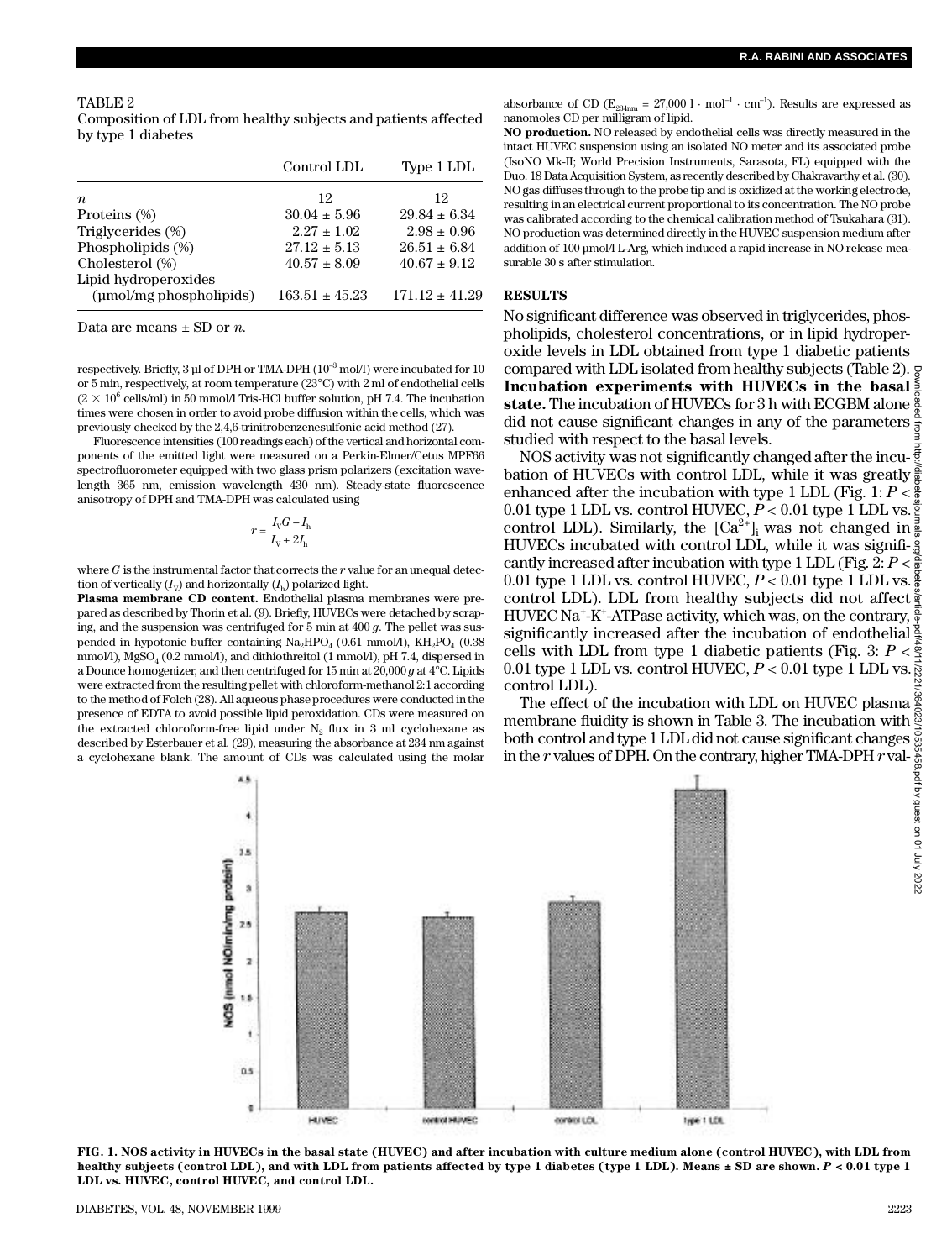TABLE 2
Composition of LDL from healthy subjects and patients affected by type 1 diabetes

| | Control LDL | Type 1 LDL |
|---|---|---|
| $n$ | 12 | 12 |
| Proteins (%) | 30.04 ± 5.96 | 29.84 ± 6.34 |
| Triglycerides (%) | 2.27 ± 1.02 | 2.98 ± 0.96 |
| Phospholipids (%) | 27.12 ± 5.13 | 26.51 ± 6.84 |
| Cholesterol (%) | 40.57 ± 8.09 | 40.67 ± 9.12 |
| Lipid hydroperoxides (µmol/mg phospholipids) | 163.51 ± 45.23 | 171.12 ± 41.29 |

Data are means ± SD or $n$.

respectively. Briefly, 3 µl of DPH or TMA-DPH ($10^{-3}$ mol/l) were incubated for 10 or 5 min, respectively, at room temperature (23°C) with 2 ml of endothelial cells ($2 \times 10^6$ cells/ml) in 50 mmol/l Tris-HCl buffer solution, pH 7.4. The incubation times were chosen in order to avoid probe diffusion within the cells, which was previously checked by the 2,4,6-trinitrobenzenesulfonic acid method (27).

Fluorescence intensities (100 readings each) of the vertical and horizontal components of the emitted light were measured on a Perkin-Elmer/Cetus MPF66 spectrofluorometer equipped with two glass prism polarizers (excitation wavelength 365 nm, emission wavelength 430 nm). Steady-state fluorescence anisotropy of DPH and TMA-DPH was calculated using

$$r = \frac{I_V G - I_h}{I_V + 2I_h}$$

where $G$ is the instrumental factor that corrects the $r$ value for an unequal detection of vertically ($I_V$) and horizontally ($I_h$) polarized light.

**Plasma membrane CD content.** Endothelial plasma membranes were prepared as described by Thorin et al. (9). Briefly, HUVECs were detached by scraping, and the suspension was centrifuged for 5 min at 400 $g$. The pellet was suspended in hypotonic buffer containing $Na_2HPO_4$ (0.61 mmol/l), $KH_2PO_4$ (0.38 mmol/l), $MgSO_4$ (0.2 mmol/l), and dithiothreitol (1 mmol/l), pH 7.4, dispersed in a Dounce homogenizer, and then centrifuged for 15 min at 20,000 $g$ at 4°C. Lipids were extracted from the resulting pellet with chloroform-methanol 2:1 according to the method of Folch (28). All aqueous phase procedures were conducted in the presence of EDTA to avoid possible lipid peroxidation. CDs were measured on the extracted chloroform-free lipid under $N_2$ flux in 3 ml cyclohexane as described by Esterbauer et al. (29), measuring the absorbance at 234 nm against a cyclohexane blank. The amount of CDs was calculated using the molar absorbance of CD ($E_{234nm}$ = 27,000 l · mol$^{-1}$ · cm$^{-1}$). Results are expressed as nanomoles CD per milligram of lipid.

**NO production.** NO released by endothelial cells was directly measured in the intact HUVEC suspension using an isolated NO meter and its associated probe (IsoNO Mk-II; World Precision Instruments, Sarasota, FL) equipped with the Duo. 18 Data Acquisition System, as recently described by Chakravarthy et al. (30). NO gas diffuses through to the probe tip and is oxidized at the working electrode, resulting in an electrical current proportional to its concentration. The NO probe was calibrated according to the chemical calibration method of Tsukahara (31). NO production was determined directly in the HUVEC suspension medium after addition of 100 µmol/l L-Arg, which induced a rapid increase in NO release measurable 30 s after stimulation.

## RESULTS

No significant difference was observed in triglycerides, phospholipids, cholesterol concentrations, or in lipid hydroperoxide levels in LDL obtained from type 1 diabetic patients compared with LDL isolated from healthy subjects (Table 2).

**Incubation experiments with HUVECs in the basal state.** The incubation of HUVECs for 3 h with ECGBM alone did not cause significant changes in any of the parameters studied with respect to the basal levels.

NOS activity was not significantly changed after the incubation of HUVECs with control LDL, while it was greatly enhanced after the incubation with type 1 LDL (Fig. 1: $P < 0.01$ type 1 LDL vs. control HUVEC, $P < 0.01$ type 1 LDL vs. control LDL). Similarly, the $[Ca^{2+}]_i$ was not changed in HUVECs incubated with control LDL, while it was significantly increased after incubation with type 1 LDL (Fig. 2: $P < 0.01$ type 1 LDL vs. control HUVEC, $P < 0.01$ type 1 LDL vs. control LDL). LDL from healthy subjects did not affect HUVEC $Na^+$-$K^+$-ATPase activity, which was, on the contrary, significantly increased after the incubation of endothelial cells with LDL from type 1 diabetic patients (Fig. 3: $P < 0.01$ type 1 LDL vs. control HUVEC, $P < 0.01$ type 1 LDL vs. control LDL).

The effect of the incubation with LDL on HUVEC plasma membrane fluidity is shown in Table 3. The incubation with both control and type 1 LDL did not cause significant changes in the $r$ values of DPH. On the contrary, higher TMA-DPH $r$ val-

**FIG. 1. NOS activity in HUVECs in the basal state (HUVEC) and after incubation with culture medium alone (control HUVEC), with LDL from healthy subjects (control LDL), and with LDL from patients affected by type 1 diabetes (type 1 LDL). Means ± SD are shown. $P < 0.01$ type 1 LDL vs. HUVEC, control HUVEC, and control LDL.**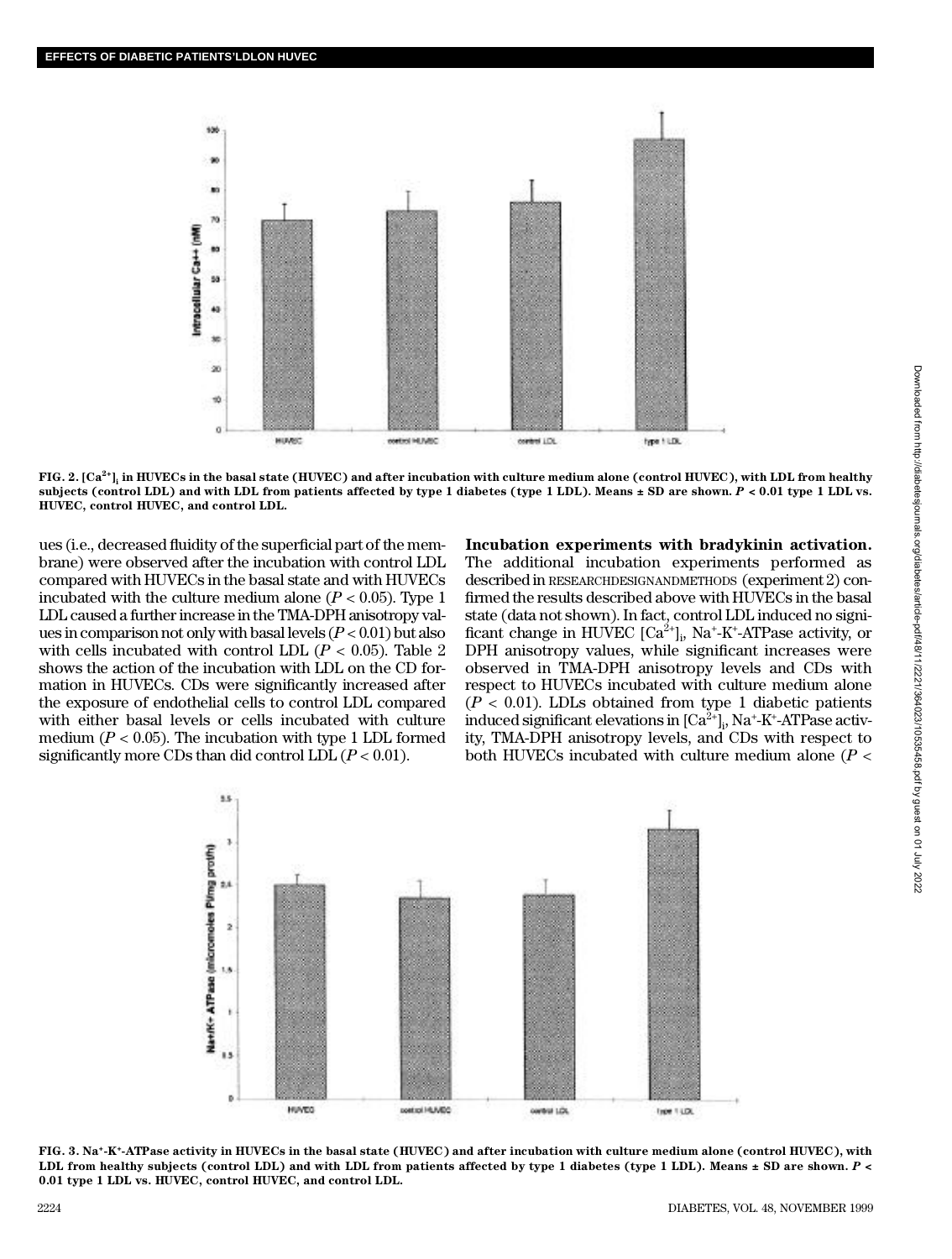FIG. 2. $[Ca^{2+}]_i$ in HUVECs in the basal state (HUVEC) and after incubation with culture medium alone (control HUVEC), with LDL from healthy subjects (control LDL) and with LDL from patients affected by type 1 diabetes (type 1 LDL). Means ± SD are shown. $P < 0.01$ type 1 LDL vs. HUVEC, control HUVEC, and control LDL.

ues (i.e., decreased fluidity of the superficial part of the membrane) were observed after the incubation with control LDL compared with HUVECs in the basal state and with HUVECs incubated with the culture medium alone ($P < 0.05$). Type 1 LDL caused a further increase in the TMA-DPH anisotropy values in comparison not only with basal levels ($P < 0.01$) but also with cells incubated with control LDL ($P < 0.05$). Table 2 shows the action of the incubation with LDL on the CD formation in HUVECs. CDs were significantly increased after the exposure of endothelial cells to control LDL compared with either basal levels or cells incubated with culture medium ($P < 0.05$). The incubation with type 1 LDL formed significantly more CDs than did control LDL ($P < 0.01$).

**Incubation experiments with bradykinin activation.** The additional incubation experiments performed as described in RESEARCH DESIGN AND METHODS (experiment 2) confirmed the results described above with HUVECs in the basal state (data not shown). In fact, control LDL induced no significant change in HUVEC $[Ca^{2+}]_i$, $Na^+$-$K^+$-ATPase activity, or DPH anisotropy values, while significant increases were observed in TMA-DPH anisotropy levels and CDs with respect to HUVECs incubated with culture medium alone ($P < 0.01$). LDLs obtained from type 1 diabetic patients induced significant elevations in $[Ca^{2+}]_i$, $Na^+$-$K^+$-ATPase activity, TMA-DPH anisotropy levels, and CDs with respect to both HUVECs incubated with culture medium alone ($P <$

FIG. 3. $Na^+$-$K^+$-ATPase activity in HUVECs in the basal state (HUVEC) and after incubation with culture medium alone (control HUVEC), with LDL from healthy subjects (control LDL) and with LDL from patients affected by type 1 diabetes (type 1 LDL). Means ± SD are shown. $P < 0.01$ type 1 LDL vs. HUVEC, control HUVEC, and control LDL.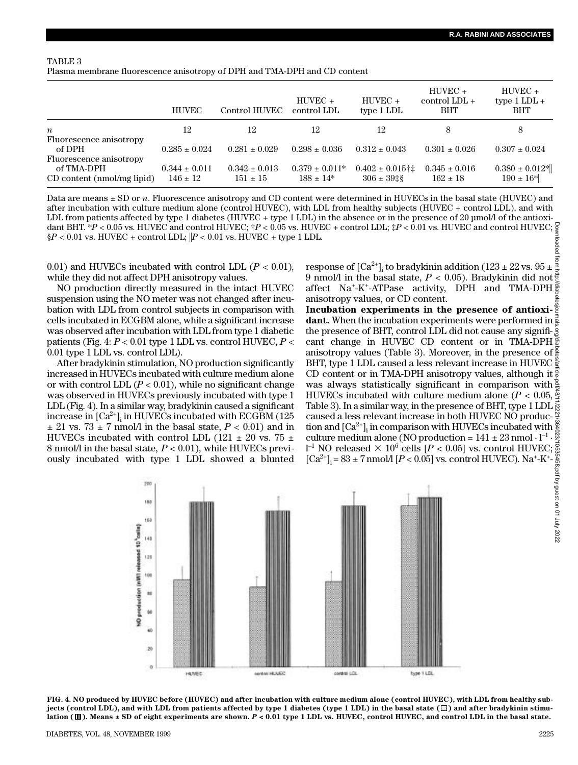TABLE 3
Plasma membrane fluorescence anisotropy of DPH and TMA-DPH and CD content

|  | HUVEC | Control HUVEC | HUVEC + control LDL | HUVEC + type 1 LDL | HUVEC + control LDL + BHT | HUVEC + type 1 LDL + BHT |
|---|---|---|---|---|---|---|
| $n$ | 12 | 12 | 12 | 12 | 8 | 8 |
| Fluorescence anisotropy of DPH | 0.285 ± 0.024 | 0.281 ± 0.029 | 0.298 ± 0.036 | 0.312 ± 0.043 | 0.301 ± 0.026 | 0.307 ± 0.024 |
| Fluorescence anisotropy of TMA-DPH | 0.344 ± 0.011 | 0.342 ± 0.013 | 0.379 ± 0.011* | 0.402 ± 0.015†‡ | 0.345 ± 0.016 | 0.380 ± 0.012*‖ |
| CD content (nmol/mg lipid) | 146 ± 12 | 151 ± 15 | 188 ± 14* | 306 ± 39‡§ | 162 ± 18 | 190 ± 16*‖ |

Data are means ± SD or $n$. Fluorescence anisotropy and CD content were determined in HUVECs in the basal state (HUVEC) and after incubation with culture medium alone (control HUVEC), with LDL from healthy subjects (HUVEC + control LDL), and with LDL from patients affected by type 1 diabetes (HUVEC + type 1 LDL) in the absence or in the presence of 20 µmol/l of the antioxidant BHT. *$P < 0.05$ vs. HUVEC and control HUVEC; †$P < 0.05$ vs. HUVEC + control LDL; ‡$P < 0.01$ vs. HUVEC and control HUVEC; §$P < 0.01$ vs. HUVEC + control LDL; ‖$P < 0.01$ vs. HUVEC + type 1 LDL.

0.01) and HUVECs incubated with control LDL ($P < 0.01$), while they did not affect DPH anisotropy values.

NO production directly measured in the intact HUVEC suspension using the NO meter was not changed after incubation with LDL from control subjects in comparison with cells incubated in ECGBM alone, while a significant increase was observed after incubation with LDL from type 1 diabetic patients (Fig. 4: $P < 0.01$ type 1 LDL vs. control HUVEC, $P < 0.01$ type 1 LDL vs. control LDL).

After bradykinin stimulation, NO production significantly increased in HUVECs incubated with culture medium alone or with control LDL ($P < 0.01$), while no significant change was observed in HUVECs previously incubated with type 1 LDL (Fig. 4). In a similar way, bradykinin caused a significant increase in $[Ca^{2+}]_i$ in HUVECs incubated with ECGBM (125 ± 21 vs. 73 ± 7 nmol/l in the basal state, $P < 0.01$) and in HUVECs incubated with control LDL (121 ± 20 vs. 75 ± 8 nmol/l in the basal state, $P < 0.01$), while HUVECs previously incubated with type 1 LDL showed a blunted response of $[Ca^{2+}]_i$ to bradykinin addition (123 ± 22 vs. 95 ± 9 nmol/l in the basal state, $P < 0.05$). Bradykinin did not affect $Na^+$-$K^+$-ATPase activity, DPH and TMA-DPH anisotropy values, or CD content.

**Incubation experiments in the presence of antioxidant.** When the incubation experiments were performed in the presence of BHT, control LDL did not cause any significant change in HUVEC CD content or in TMA-DPH anisotropy values (Table 3). Moreover, in the presence of BHT, type 1 LDL caused a less relevant increase in HUVEC CD content or in TMA-DPH anisotropy values, although it was always statistically significant in comparison with HUVECs incubated with culture medium alone ($P < 0.05$, Table 3). In a similar way, in the presence of BHT, type 1 LDL caused a less relevant increase in both HUVEC NO production and $[Ca^{2+}]_i$ in comparison with HUVECs incubated with culture medium alone (NO production = 141 ± 23 nmol · $l^{-1}$ · $l^{-1}$ NO released × $10^6$ cells [$P < 0.05$] vs. control HUVEC; $[Ca^{2+}]_i$ = 83 ± 7 nmol/l [$P < 0.05$] vs. control HUVEC). $Na^+$-$K^+$-

FIG. 4. NO produced by HUVEC before (HUVEC) and after incubation with culture medium alone (control HUVEC), with LDL from healthy subjects (control LDL), and with LDL from patients affected by type 1 diabetes (type 1 LDL) in the basal state (▨) and after bradykinin stimulation (▥). Means ± SD of eight experiments are shown. $P < 0.01$ type 1 LDL vs. HUVEC, control HUVEC, and control LDL in the basal state.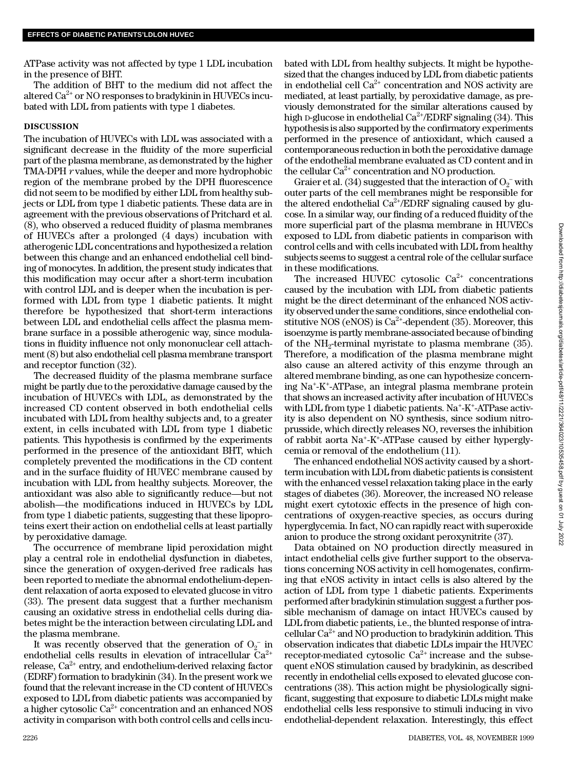ATPase activity was not affected by type 1 LDL incubation in the presence of BHT.

The addition of BHT to the medium did not affect the altered $Ca^{2+}$ or NO responses to bradykinin in HUVECs incubated with LDL from patients with type 1 diabetes.

## DISCUSSION

The incubation of HUVECs with LDL was associated with a significant decrease in the fluidity of the more superficial part of the plasma membrane, as demonstrated by the higher TMA-DPH $r$ values, while the deeper and more hydrophobic region of the membrane probed by the DPH fluorescence did not seem to be modified by either LDL from healthy subjects or LDL from type 1 diabetic patients. These data are in agreement with the previous observations of Pritchard et al. (8), who observed a reduced fluidity of plasma membranes of HUVECs after a prolonged (4 days) incubation with atherogenic LDL concentrations and hypothesized a relation between this change and an enhanced endothelial cell binding of monocytes. In addition, the present study indicates that this modification may occur after a short-term incubation with control LDL and is deeper when the incubation is performed with LDL from type 1 diabetic patients. It might therefore be hypothesized that short-term interactions between LDL and endothelial cells affect the plasma membrane surface in a possible atherogenic way, since modulations in fluidity influence not only mononuclear cell attachment (8) but also endothelial cell plasma membrane transport and receptor function (32).

The decreased fluidity of the plasma membrane surface might be partly due to the peroxidative damage caused by the incubation of HUVECs with LDL, as demonstrated by the increased CD content observed in both endothelial cells incubated with LDL from healthy subjects and, to a greater extent, in cells incubated with LDL from type 1 diabetic patients. This hypothesis is confirmed by the experiments performed in the presence of the antioxidant BHT, which completely prevented the modifications in the CD content and in the surface fluidity of HUVEC membrane caused by incubation with LDL from healthy subjects. Moreover, the antioxidant was also able to significantly reduce—but not abolish—the modifications induced in HUVECs by LDL from type 1 diabetic patients, suggesting that these lipoproteins exert their action on endothelial cells at least partially by peroxidative damage.

The occurrence of membrane lipid peroxidation might play a central role in endothelial dysfunction in diabetes, since the generation of oxygen-derived free radicals has been reported to mediate the abnormal endothelium-dependent relaxation of aorta exposed to elevated glucose in vitro (33). The present data suggest that a further mechanism causing an oxidative stress in endothelial cells during diabetes might be the interaction between circulating LDL and the plasma membrane.

It was recently observed that the generation of $O_2^-$ in endothelial cells results in elevation of intracellular $Ca^{2+}$ release, $Ca^{2+}$ entry, and endothelium-derived relaxing factor (EDRF) formation to bradykinin (34). In the present work we found that the relevant increase in the CD content of HUVECs exposed to LDL from diabetic patients was accompanied by a higher cytosolic $Ca^{2+}$ concentration and an enhanced NOS activity in comparison with both control cells and cells incubated with LDL from healthy subjects. It might be hypothesized that the changes induced by LDL from diabetic patients in endothelial cell $Ca^{2+}$ concentration and NOS activity are mediated, at least partially, by peroxidative damage, as previously demonstrated for the similar alterations caused by high D-glucose in endothelial $Ca^{2+}$/EDRF signaling (34). This hypothesis is also supported by the confirmatory experiments performed in the presence of antioxidant, which caused a contemporaneous reduction in both the peroxidative damage of the endothelial membrane evaluated as CD content and in the cellular $Ca^{2+}$ concentration and NO production.

Graier et al. (34) suggested that the interaction of $O_2^-$ with outer parts of the cell membranes might be responsible for the altered endothelial $Ca^{2+}$/EDRF signaling caused by glucose. In a similar way, our finding of a reduced fluidity of the more superficial part of the plasma membrane in HUVECs exposed to LDL from diabetic patients in comparison with control cells and with cells incubated with LDL from healthy subjects seems to suggest a central role of the cellular surface in these modifications.

The increased HUVEC cytosolic $Ca^{2+}$ concentrations caused by the incubation with LDL from diabetic patients might be the direct determinant of the enhanced NOS activity observed under the same conditions, since endothelial constitutive NOS (eNOS) is $Ca^{2+}$-dependent (35). Moreover, this isoenzyme is partly membrane-associated because of binding of the $NH_2$-terminal myristate to plasma membrane (35). Therefore, a modification of the plasma membrane might also cause an altered activity of this enzyme through an altered membrane binding, as one can hypothesize concerning $Na^+$-$K^+$-ATPase, an integral plasma membrane protein that shows an increased activity after incubation of HUVECs with LDL from type 1 diabetic patients. $Na^+$-$K^+$-ATPase activity is also dependent on NO synthesis, since sodium nitroprusside, which directly releases NO, reverses the inhibition of rabbit aorta $Na^+$-$K^+$-ATPase caused by either hyperglycemia or removal of the endothelium (11).

The enhanced endothelial NOS activity caused by a short-term incubation with LDL from diabetic patients is consistent with the enhanced vessel relaxation taking place in the early stages of diabetes (36). Moreover, the increased NO release might exert cytotoxic effects in the presence of high concentrations of oxygen-reactive species, as occurs during hyperglycemia. In fact, NO can rapidly react with superoxide anion to produce the strong oxidant peroxynitrite (37).

Data obtained on NO production directly measured in intact endothelial cells give further support to the observations concerning NOS activity in cell homogenates, confirming that eNOS activity in intact cells is also altered by the action of LDL from type 1 diabetic patients. Experiments performed after bradykinin stimulation suggest a further possible mechanism of damage on intact HUVECs caused by LDL from diabetic patients, i.e., the blunted response of intracellular $Ca^{2+}$ and NO production to bradykinin addition. This observation indicates that diabetic LDLs impair the HUVEC receptor-mediated cytosolic $Ca^{2+}$ increase and the subsequent eNOS stimulation caused by bradykinin, as described recently in endothelial cells exposed to elevated glucose concentrations (38). This action might be physiologically significant, suggesting that exposure to diabetic LDLs might make endothelial cells less responsive to stimuli inducing in vivo endothelial-dependent relaxation. Interestingly, this effect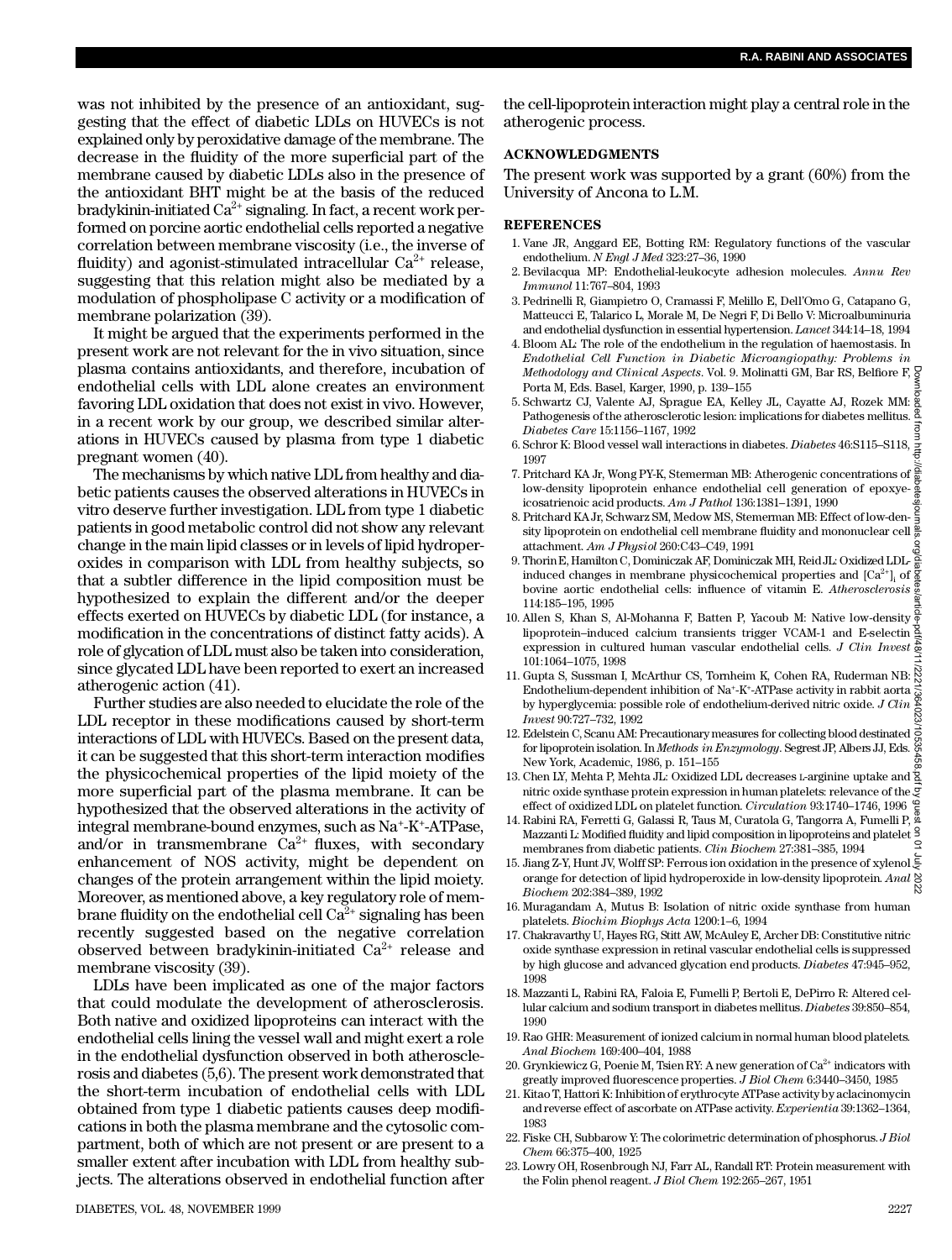was not inhibited by the presence of an antioxidant, suggesting that the effect of diabetic LDLs on HUVECs is not explained only by peroxidative damage of the membrane. The decrease in the fluidity of the more superficial part of the membrane caused by diabetic LDLs also in the presence of the antioxidant BHT might be at the basis of the reduced bradykinin-initiated $Ca^{2+}$ signaling. In fact, a recent work performed on porcine aortic endothelial cells reported a negative correlation between membrane viscosity (i.e., the inverse of fluidity) and agonist-stimulated intracellular $Ca^{2+}$ release, suggesting that this relation might also be mediated by a modulation of phospholipase C activity or a modification of membrane polarization (39).

It might be argued that the experiments performed in the present work are not relevant for the in vivo situation, since plasma contains antioxidants, and therefore, incubation of endothelial cells with LDL alone creates an environment favoring LDL oxidation that does not exist in vivo. However, in a recent work by our group, we described similar alterations in HUVECs caused by plasma from type 1 diabetic pregnant women (40).

The mechanisms by which native LDL from healthy and diabetic patients causes the observed alterations in HUVECs in vitro deserve further investigation. LDL from type 1 diabetic patients in good metabolic control did not show any relevant change in the main lipid classes or in levels of lipid hydroperoxides in comparison with LDL from healthy subjects, so that a subtler difference in the lipid composition must be hypothesized to explain the different and/or the deeper effects exerted on HUVECs by diabetic LDL (for instance, a modification in the concentrations of distinct fatty acids). A role of glycation of LDL must also be taken into consideration, since glycated LDL have been reported to exert an increased atherogenic action (41).

Further studies are also needed to elucidate the role of the LDL receptor in these modifications caused by short-term interactions of LDL with HUVECs. Based on the present data, it can be suggested that this short-term interaction modifies the physicochemical properties of the lipid moiety of the more superficial part of the plasma membrane. It can be hypothesized that the observed alterations in the activity of integral membrane-bound enzymes, such as $Na^+$-$K^+$-ATPase, and/or in transmembrane $Ca^{2+}$ fluxes, with secondary enhancement of NOS activity, might be dependent on changes of the protein arrangement within the lipid moiety. Moreover, as mentioned above, a key regulatory role of membrane fluidity on the endothelial cell $Ca^{2+}$ signaling has been recently suggested based on the negative correlation observed between bradykinin-initiated $Ca^{2+}$ release and membrane viscosity (39).

LDLs have been implicated as one of the major factors that could modulate the development of atherosclerosis. Both native and oxidized lipoproteins can interact with the endothelial cells lining the vessel wall and might exert a role in the endothelial dysfunction observed in both atherosclerosis and diabetes (5,6). The present work demonstrated that the short-term incubation of endothelial cells with LDL obtained from type 1 diabetic patients causes deep modifications in both the plasma membrane and the cytosolic compartment, both of which are not present or are present to a smaller extent after incubation with LDL from healthy subjects. The alterations observed in endothelial function after the cell-lipoprotein interaction might play a central role in the atherogenic process.

## ACKNOWLEDGMENTS

The present work was supported by a grant (60%) from the University of Ancona to L.M.

## REFERENCES

1. Vane JR, Anggard EE, Botting RM: Regulatory functions of the vascular endothelium. *N Engl J Med* 323:27–36, 1990
2. Bevilacqua MP: Endothelial-leukocyte adhesion molecules. *Annu Rev Immunol* 11:767–804, 1993
3. Pedrinelli R, Giampietro O, Cramassi F, Melillo E, Dell'Omo G, Catapano G, Matteucci E, Talarico L, Morale M, De Negri F, Di Bello V: Microalbuminuria and endothelial dysfunction in essential hypertension. *Lancet* 344:14–18, 1994
4. Bloom AL: The role of the endothelium in the regulation of haemostasis. In *Endothelial Cell Function in Diabetic Microangiopathy: Problems in Methodology and Clinical Aspects*. Vol. 9. Molinatti GM, Bar RS, Belfiore F, Porta M, Eds. Basel, Karger, 1990, p. 139–155
5. Schwartz CJ, Valente AJ, Sprague EA, Kelley JL, Cayatte AJ, Rozek MM: Pathogenesis of the atherosclerotic lesion: implications for diabetes mellitus. *Diabetes Care* 15:1156–1167, 1992
6. Schror K: Blood vessel wall interactions in diabetes. *Diabetes* 46:S115–S118, 1997
7. Pritchard KA Jr, Wong PY-K, Stemerman MB: Atherogenic concentrations of low-density lipoprotein enhance endothelial cell generation of epoxyeicosatrienoic acid products. *Am J Pathol* 136:1381–1391, 1990
8. Pritchard KA Jr, Schwarz SM, Medow MS, Stemerman MB: Effect of low-density lipoprotein on endothelial cell membrane fluidity and mononuclear cell attachment. *Am J Physiol* 260:C43–C49, 1991
9. Thorin E, Hamilton C, Dominiczak AF, Dominiczak MH, Reid JL: Oxidized LDL-induced changes in membrane physicochemical properties and $[Ca^{2+}]_i$ of bovine aortic endothelial cells: influence of vitamin E. *Atherosclerosis* 114:185–195, 1995
10. Allen S, Khan S, Al-Mohanna F, Batten P, Yacoub M: Native low-density lipoprotein–induced calcium transients trigger VCAM-1 and E-selectin expression in cultured human vascular endothelial cells. *J Clin Invest* 101:1064–1075, 1998
11. Gupta S, Sussman I, McArthur CS, Tornheim K, Cohen RA, Ruderman NB: Endothelium-dependent inhibition of $Na^+$-$K^+$-ATPase activity in rabbit aorta by hyperglycemia: possible role of endothelium-derived nitric oxide. *J Clin Invest* 90:727–732, 1992
12. Edelstein C, Scanu AM: Precautionary measures for collecting blood destinated for lipoprotein isolation. In *Methods in Enzymology*. Segrest JP, Albers JJ, Eds. New York, Academic, 1986, p. 151–155
13. Chen LY, Mehta P, Mehta JL: Oxidized LDL decreases L-arginine uptake and nitric oxide synthase protein expression in human platelets: relevance of the effect of oxidized LDL on platelet function. *Circulation* 93:1740–1746, 1996
14. Rabini RA, Ferretti G, Galassi R, Taus M, Curatola G, Tangorra A, Fumelli P, Mazzanti L: Modified fluidity and lipid composition in lipoproteins and platelet membranes from diabetic patients. *Clin Biochem* 27:381–385, 1994
15. Jiang Z-Y, Hunt JV, Wolff SP: Ferrous ion oxidation in the presence of xylenol orange for detection of lipid hydroperoxide in low-density lipoprotein. *Anal Biochem* 202:384–389, 1992
16. Muragandam A, Mutus B: Isolation of nitric oxide synthase from human platelets. *Biochim Biophys Acta* 1200:1–6, 1994
17. Chakravarthy U, Hayes RG, Stitt AW, McAuley E, Archer DB: Constitutive nitric oxide synthase expression in retinal vascular endothelial cells is suppressed by high glucose and advanced glycation end products. *Diabetes* 47:945–952, 1998
18. Mazzanti L, Rabini RA, Faloia E, Fumelli P, Bertoli E, DePirro R: Altered cellular calcium and sodium transport in diabetes mellitus. *Diabetes* 39:850–854, 1990
19. Rao GHR: Measurement of ionized calcium in normal human blood platelets. *Anal Biochem* 169:400–404, 1988
20. Grynkiewicz G, Poenie M, Tsien RY: A new generation of $Ca^{2+}$ indicators with greatly improved fluorescence properties. *J Biol Chem* 6:3440–3450, 1985
21. Kitao T, Hattori K: Inhibition of erythrocyte ATPase activity by aclacinomycin and reverse effect of ascorbate on ATPase activity. *Experientia* 39:1362–1364, 1983
22. Fiske CH, Subbarow Y: The colorimetric determination of phosphorus. *J Biol Chem* 66:375–400, 1925
23. Lowry OH, Rosenbrough NJ, Farr AL, Randall RT: Protein measurement with the Folin phenol reagent. *J Biol Chem* 192:265–267, 1951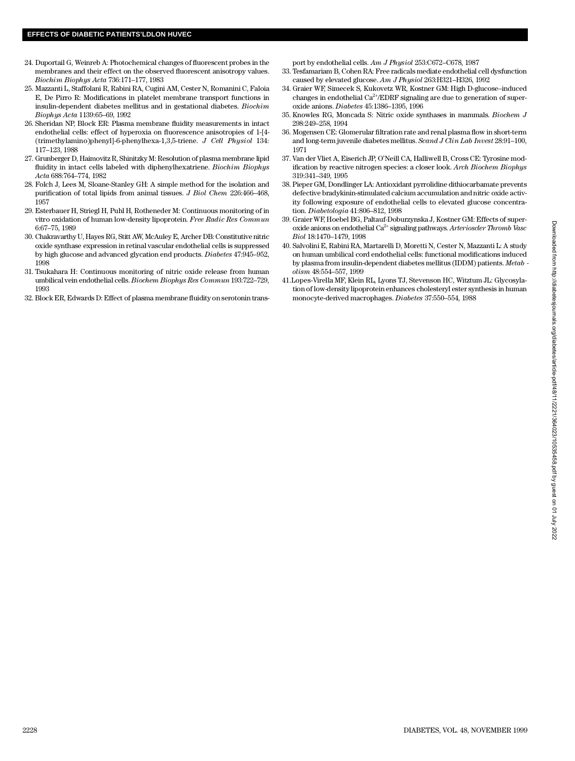24. Duportail G, Weinreb A: Photochemical changes of fluorescent probes in the membranes and their effect on the observed fluorescent anisotropy values. *Biochim Biophys Acta* 736:171–177, 1983
25. Mazzanti L, Staffolani R, Rabini RA, Cugini AM, Cester N, Romanini C, Faloia E, De Pirro R: Modifications in platelet membrane transport functions in insulin-dependent diabetes mellitus and in gestational diabetes. *Biochim Biophys Acta* 1139:65–69, 1992
26. Sheridan NP, Block ER: Plasma membrane fluidity measurements in intact endothelial cells: effect of hyperoxia on fluorescence anisotropies of 1-[4-(trimethylamino)phenyl]-6-phenylhexa-1,3,5-triene. *J Cell Physiol* 134: 117–123, 1988
27. Grunberger D, Haimovitz R, Shinitzky M: Resolution of plasma membrane lipid fluidity in intact cells labeled with diphenylhexatriene. *Biochim Biophys Acta* 688:764–774, 1982
28. Folch J, Lees M, Sloane-Stanley GH: A simple method for the isolation and purification of total lipids from animal tissues. *J Biol Chem* 226:466–468, 1957
29. Esterbauer H, Striegl H, Puhl H, Rotheneder M: Continuous monitoring of in vitro oxidation of human low-density lipoprotein. *Free Radic Res Commun* 6:67–75, 1989
30. Chakravarthy U, Hayes RG, Stitt AW, McAuley E, Archer DB: Constitutive nitric oxide synthase expression in retinal vascular endothelial cells is suppressed by high glucose and advanced glycation end products. *Diabetes* 47:945–952, 1998
31. Tsukahara H: Continuous monitoring of nitric oxide release from human umbilical vein endothelial cells. *Biochem Biophys Res Commun* 193:722–729, 1993
32. Block ER, Edwards D: Effect of plasma membrane fluidity on serotonin transport by endothelial cells. *Am J Physiol* 253:C672–C678, 1987
33. Tesfamariam B, Cohen RA: Free radicals mediate endothelial cell dysfunction caused by elevated glucose. *Am J Physiol* 263:H321–H326, 1992
34. Graier WF, Simecek S, Kukovetz WR, Kostner GM: High D-glucose–induced changes in endothelial $Ca^{2+}$/EDRF signaling are due to generation of superoxide anions. *Diabetes* 45:1386–1395, 1996
35. Knowles RG, Moncada S: Nitric oxide synthases in mammals. *Biochem J* 298:249–258, 1994
36. Mogensen CE: Glomerular filtration rate and renal plasma flow in short-term and long-term juvenile diabetes mellitus. *Scand J Clin Lab Invest* 28:91–100, 1971
37. Van der Vliet A, Eiserich JP, O'Neill CA, Halliwell B, Cross CE: Tyrosine modification by reactive nitrogen species: a closer look. *Arch Biochem Biophys* 319:341–349, 1995
38. Pieper GM, Dondlinger LA: Antioxidant pyrrolidine dithiocarbamate prevents defective bradykinin-stimulated calcium accumulation and nitric oxide activity following exposure of endothelial cells to elevated glucose concentration. *Diabetologia* 41:806–812, 1998
39. Graier WF, Hoebel BG, Paltauf-Doburzynska J, Kostner GM: Effects of superoxide anions on endothelial $Ca^{2+}$ signaling pathways. *Arterioscler Thromb Vasc Biol* 18:1470–1479, 1998
40. Salvolini E, Rabini RA, Martarelli D, Moretti N, Cester N, Mazzanti L: A study on human umbilical cord endothelial cells: functional modifications induced by plasma from insulin-dependent diabetes mellitus (IDDM) patients. *Metabolism* 48:554–557, 1999
41. Lopes-Virella MF, Klein RL, Lyons TJ, Stevenson HC, Witztum JL: Glycosylation of low-density lipoprotein enhances cholesteryl ester synthesis in human monocyte-derived macrophages. *Diabetes* 37:550–554, 1988